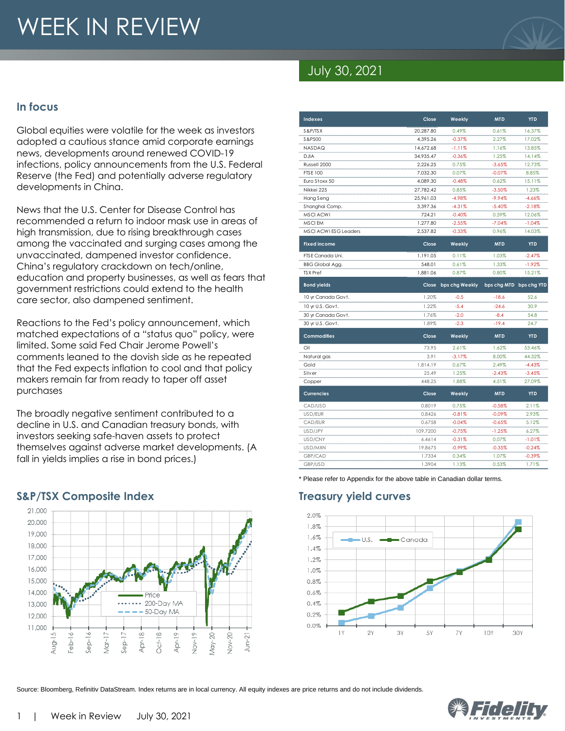# WEEK IN REVIEW

## July 30, 2021

## In focus

Global equities were volatile for the week as investors adopted a cautious stance amid corporate earnings news, developments around renewed COVID-19 infections, policy announcements from the U.S. Federal Reserve (the Fed) and potentially adverse regulatory developments in China.

News that the U.S. Center for Disease Control has recommended a return to indoor mask use in areas of high transmission, due to rising breakthrough cases among the vaccinated and surging cases among the unvaccinated, dampened investor confidence. China's regulatory crackdown on tech/online, education and property businesses, as well as fears that government restrictions could extend to the health care sector, also dampened sentiment.

Reactions to the Fed's policy announcement, which matched expectations of a "status quo" policy, were limited. Some said Fed Chair Jerome Powell's comments leaned to the dovish side as he repeated that the Fed expects inflation to cool and that policy makers remain far from ready to taper off asset purchases

The broadly negative sentiment contributed to a decline in U.S. and Canadian treasury bonds, with investors seeking safe-haven assets to protect themselves against adverse market developments. (A fall in yields implies a rise in bond prices.)

| Indexes | Close | Weekly | MTD | YTD |
|---|---|---|---|---|
| S&P/TSX | 20,287.80 | 0.49% | 0.61% | 16.37% |
| S&P500 | 4,395.26 | -0.37% | 2.27% | 17.02% |
| NASDAQ | 14,672.68 | -1.11% | 1.16% | 13.85% |
| DJIA | 34,935.47 | -0.36% | 1.25% | 14.14% |
| Russell 2000 | 2,226.25 | 0.75% | -3.65% | 12.73% |
| FTSE 100 | 7,032.30 | 0.07% | -0.07% | 8.85% |
| Euro Stoxx 50 | 4,089.30 | -0.48% | 0.62% | 15.11% |
| Nikkei 225 | 27,782.42 | 0.85% | -3.50% | 1.23% |
| Hang Seng | 25,961.03 | -4.98% | -9.94% | -4.66% |
| Shanghai Comp. | 3,397.36 | -4.31% | -5.40% | -2.18% |
| MSCI ACWI | 724.21 | -0.40% | 0.59% | 12.06% |
| MSCI EM | 1,277.80 | -2.55% | -7.04% | -1.04% |
| MSCI ACWI ESG Leaders | 2,537.82 | -0.33% | 0.96% | 14.03% |
| **Fixed income** | **Close** | **Weekly** | **MTD** | **YTD** |
| FTSE Canada Uni. | 1,191.05 | 0.11% | 1.03% | -2.47% |
| BBG Global Agg. | 548.01 | 0.61% | 1.33% | -1.92% |
| TSX Pref | 1,881.06 | 0.87% | 0.80% | 15.21% |
| **Bond yields** | **Close** | **bps chg Weekly** | **bps chg MTD** | **bps chg YTD** |
| 10 yr Canada Govt. | 1.20% | -0.5 | -18.6 | 52.6 |
| 10 yr U.S. Govt. | 1.22% | -5.4 | -24.6 | 30.9 |
| 30 yr Canada Govt. | 1.76% | -2.0 | -8.4 | 54.8 |
| 30 yr U.S. Govt. | 1.89% | -2.3 | -19.4 | 24.7 |
| **Commodities** | **Close** | **Weekly** | **MTD** | **YTD** |
| Oil | 73.95 | 2.61% | 1.62% | 53.46% |
| Natural gas | 3.91 | -3.17% | 8.00% | 44.32% |
| Gold | 1,814.19 | 0.67% | 2.49% | -4.43% |
| Silver | 25.49 | 1.25% | -2.43% | -3.45% |
| Copper | 448.25 | 1.88% | 4.51% | 27.09% |
| **Currencies** | **Close** | **Weekly** | **MTD** | **YTD** |
| CAD/USD | 0.8019 | 0.75% | -0.58% | 2.11% |
| USD/EUR | 0.8426 | -0.81% | -0.09% | 2.93% |
| CAD/EUR | 0.6758 | -0.04% | -0.65% | 5.12% |
| USD/JPY | 109.7200 | -0.75% | -1.25% | 6.27% |
| USD/CNY | 6.4614 | -0.31% | 0.07% | -1.01% |
| USD/MXN | 19.8675 | -0.99% | -0.35% | -0.24% |
| GBP/CAD | 1.7334 | 0.34% | 1.07% | -0.39% |
| GBP/USD | 1.3904 | 1.13% | 0.53% | 1.71% |

\* Please refer to Appendix for the above table in Canadian dollar terms.

## S&P/TSX Composite Index

## Treasury yield curves

Source: Bloomberg, Refinitiv DataStream. Index returns are in local currency. All equity indexes are price returns and do not include dividends.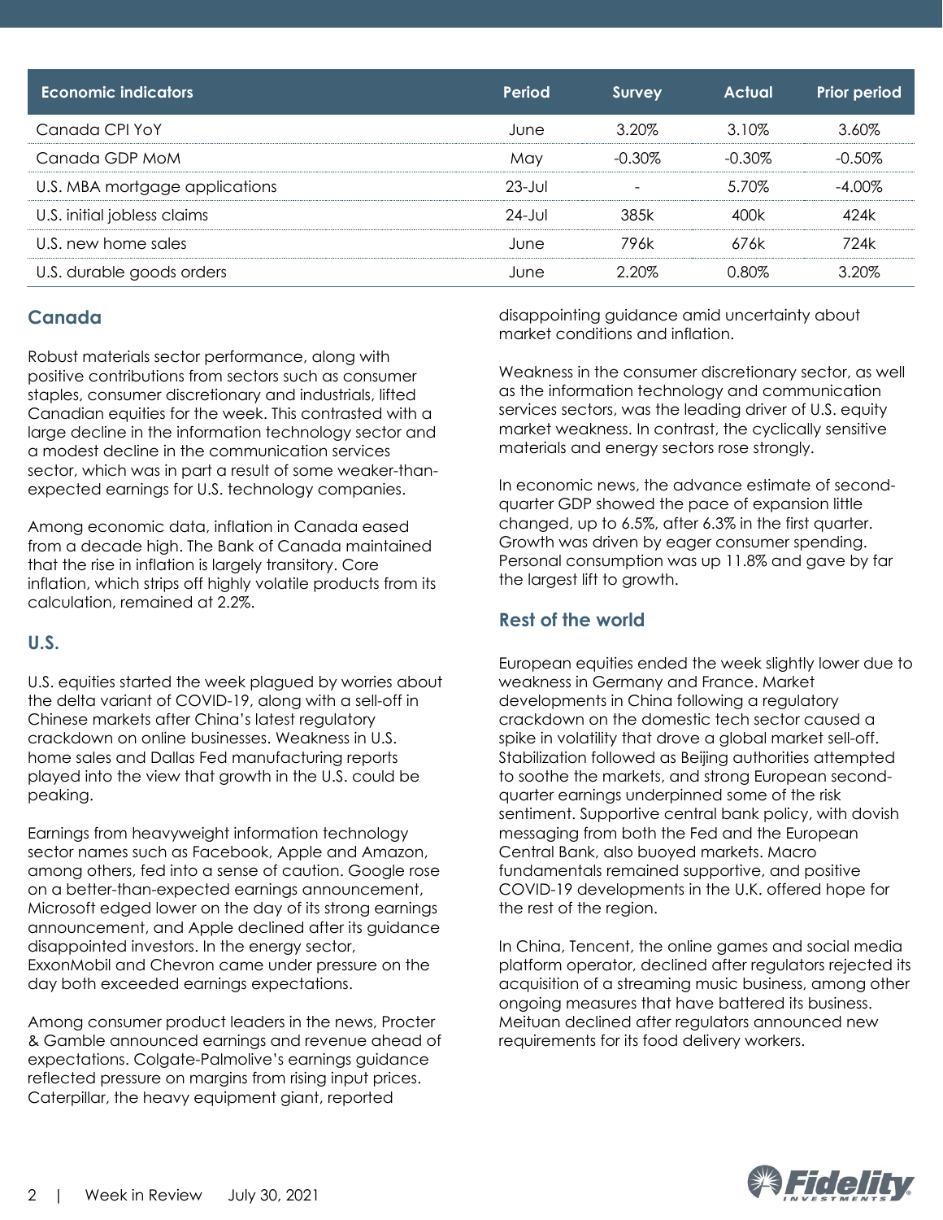| Economic indicators | Period | Survey | Actual | Prior period |
|---|---|---|---|---|
| Canada CPI YoY | June | 3.20% | 3.10% | 3.60% |
| Canada GDP MoM | May | -0.30% | -0.30% | -0.50% |
| U.S. MBA mortgage applications | 23-Jul | - | 5.70% | -4.00% |
| U.S. initial jobless claims | 24-Jul | 385k | 400k | 424k |
| U.S. new home sales | June | 796k | 676k | 724k |
| U.S. durable goods orders | June | 2.20% | 0.80% | 3.20% |

## Canada

Robust materials sector performance, along with positive contributions from sectors such as consumer staples, consumer discretionary and industrials, lifted Canadian equities for the week. This contrasted with a large decline in the information technology sector and a modest decline in the communication services sector, which was in part a result of some weaker-than-expected earnings for U.S. technology companies.

Among economic data, inflation in Canada eased from a decade high. The Bank of Canada maintained that the rise in inflation is largely transitory. Core inflation, which strips off highly volatile products from its calculation, remained at 2.2%.

## U.S.

U.S. equities started the week plagued by worries about the delta variant of COVID-19, along with a sell-off in Chinese markets after China's latest regulatory crackdown on online businesses. Weakness in U.S. home sales and Dallas Fed manufacturing reports played into the view that growth in the U.S. could be peaking.

Earnings from heavyweight information technology sector names such as Facebook, Apple and Amazon, among others, fed into a sense of caution. Google rose on a better-than-expected earnings announcement, Microsoft edged lower on the day of its strong earnings announcement, and Apple declined after its guidance disappointed investors. In the energy sector, ExxonMobil and Chevron came under pressure on the day both exceeded earnings expectations.

Among consumer product leaders in the news, Procter & Gamble announced earnings and revenue ahead of expectations. Colgate-Palmolive's earnings guidance reflected pressure on margins from rising input prices. Caterpillar, the heavy equipment giant, reported disappointing guidance amid uncertainty about market conditions and inflation.

Weakness in the consumer discretionary sector, as well as the information technology and communication services sectors, was the leading driver of U.S. equity market weakness. In contrast, the cyclically sensitive materials and energy sectors rose strongly.

In economic news, the advance estimate of second-quarter GDP showed the pace of expansion little changed, up to 6.5%, after 6.3% in the first quarter. Growth was driven by eager consumer spending. Personal consumption was up 11.8% and gave by far the largest lift to growth.

## Rest of the world

European equities ended the week slightly lower due to weakness in Germany and France. Market developments in China following a regulatory crackdown on the domestic tech sector caused a spike in volatility that drove a global market sell-off. Stabilization followed as Beijing authorities attempted to soothe the markets, and strong European second-quarter earnings underpinned some of the risk sentiment. Supportive central bank policy, with dovish messaging from both the Fed and the European Central Bank, also buoyed markets. Macro fundamentals remained supportive, and positive COVID-19 developments in the U.K. offered hope for the rest of the region.

In China, Tencent, the online games and social media platform operator, declined after regulators rejected its acquisition of a streaming music business, among other ongoing measures that have battered its business. Meituan declined after regulators announced new requirements for its food delivery workers.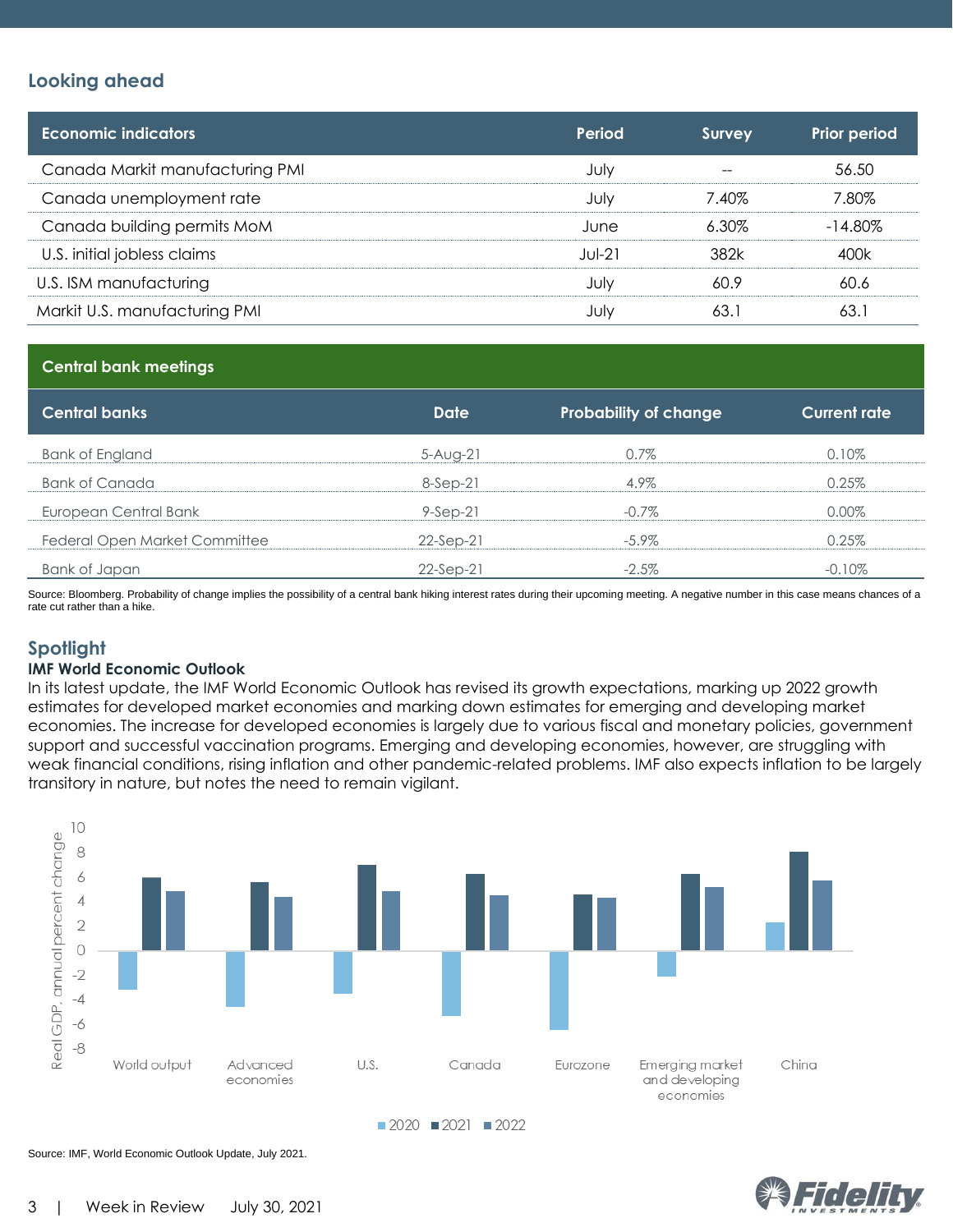## Looking ahead

| Economic indicators | Period | Survey | Prior period |
|---|---|---|---|
| Canada Markit manufacturing PMI | July | -- | 56.50 |
| Canada unemployment rate | July | 7.40% | 7.80% |
| Canada building permits MoM | June | 6.30% | -14.80% |
| U.S. initial jobless claims | Jul-21 | 382k | 400k |
| U.S. ISM manufacturing | July | 60.9 | 60.6 |
| Markit U.S. manufacturing PMI | July | 63.1 | 63.1 |

**Central bank meetings**

| Central banks | Date | Probability of change | Current rate |
|---|---|---|---|
| Bank of England | 5-Aug-21 | 0.7% | 0.10% |
| Bank of Canada | 8-Sep-21 | 4.9% | 0.25% |
| European Central Bank | 9-Sep-21 | -0.7% | 0.00% |
| Federal Open Market Committee | 22-Sep-21 | -5.9% | 0.25% |
| Bank of Japan | 22-Sep-21 | -2.5% | -0.10% |

Source: Bloomberg. Probability of change implies the possibility of a central bank hiking interest rates during their upcoming meeting. A negative number in this case means chances of a rate cut rather than a hike.

## Spotlight

**IMF World Economic Outlook**

In its latest update, the IMF World Economic Outlook has revised its growth expectations, marking up 2022 growth estimates for developed market economies and marking down estimates for emerging and developing market economies. The increase for developed economies is largely due to various fiscal and monetary policies, government support and successful vaccination programs. Emerging and developing economies, however, are struggling with weak financial conditions, rising inflation and other pandemic-related problems. IMF also expects inflation to be largely transitory in nature, but notes the need to remain vigilant.

Source: IMF, World Economic Outlook Update, July 2021.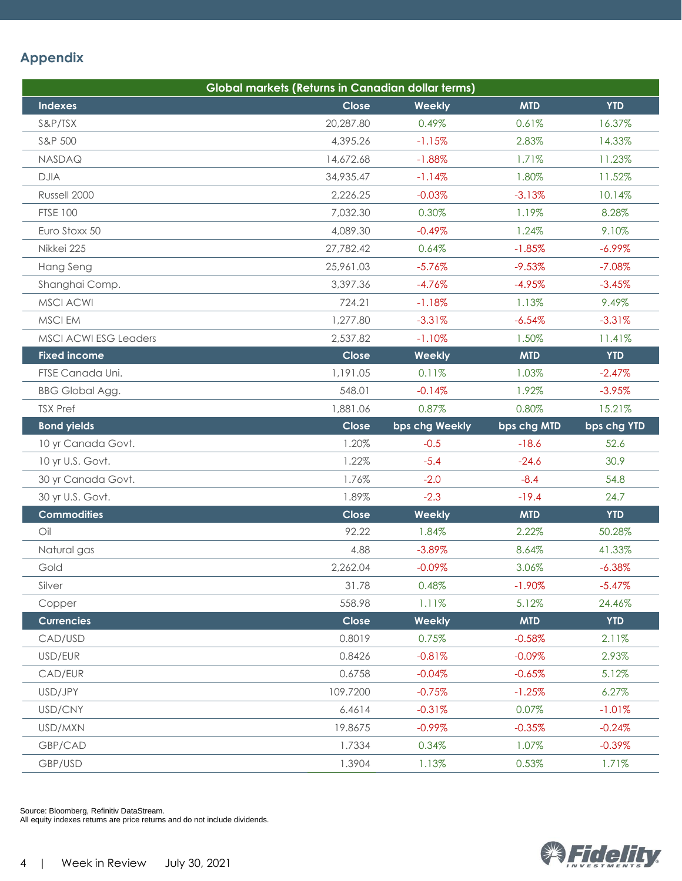## Appendix

| Global markets (Returns in Canadian dollar terms) | | | | |
|---|---|---|---|---|
| **Indexes** | **Close** | **Weekly** | **MTD** | **YTD** |
| S&P/TSX | 20,287.80 | 0.49% | 0.61% | 16.37% |
| S&P 500 | 4,395.26 | -1.15% | 2.83% | 14.33% |
| NASDAQ | 14,672.68 | -1.88% | 1.71% | 11.23% |
| DJIA | 34,935.47 | -1.14% | 1.80% | 11.52% |
| Russell 2000 | 2,226.25 | -0.03% | -3.13% | 10.14% |
| FTSE 100 | 7,032.30 | 0.30% | 1.19% | 8.28% |
| Euro Stoxx 50 | 4,089.30 | -0.49% | 1.24% | 9.10% |
| Nikkei 225 | 27,782.42 | 0.64% | -1.85% | -6.99% |
| Hang Seng | 25,961.03 | -5.76% | -9.53% | -7.08% |
| Shanghai Comp. | 3,397.36 | -4.76% | -4.95% | -3.45% |
| MSCI ACWI | 724.21 | -1.18% | 1.13% | 9.49% |
| MSCI EM | 1,277.80 | -3.31% | -6.54% | -3.31% |
| MSCI ACWI ESG Leaders | 2,537.82 | -1.10% | 1.50% | 11.41% |
| **Fixed income** | **Close** | **Weekly** | **MTD** | **YTD** |
| FTSE Canada Uni. | 1,191.05 | 0.11% | 1.03% | -2.47% |
| BBG Global Agg. | 548.01 | -0.14% | 1.92% | -3.95% |
| TSX Pref | 1,881.06 | 0.87% | 0.80% | 15.21% |
| **Bond yields** | **Close** | **bps chg Weekly** | **bps chg MTD** | **bps chg YTD** |
| 10 yr Canada Govt. | 1.20% | -0.5 | -18.6 | 52.6 |
| 10 yr U.S. Govt. | 1.22% | -5.4 | -24.6 | 30.9 |
| 30 yr Canada Govt. | 1.76% | -2.0 | -8.4 | 54.8 |
| 30 yr U.S. Govt. | 1.89% | -2.3 | -19.4 | 24.7 |
| **Commodities** | **Close** | **Weekly** | **MTD** | **YTD** |
| Oil | 92.22 | 1.84% | 2.22% | 50.28% |
| Natural gas | 4.88 | -3.89% | 8.64% | 41.33% |
| Gold | 2,262.04 | -0.09% | 3.06% | -6.38% |
| Silver | 31.78 | 0.48% | -1.90% | -5.47% |
| Copper | 558.98 | 1.11% | 5.12% | 24.46% |
| **Currencies** | **Close** | **Weekly** | **MTD** | **YTD** |
| CAD/USD | 0.8019 | 0.75% | -0.58% | 2.11% |
| USD/EUR | 0.8426 | -0.81% | -0.09% | 2.93% |
| CAD/EUR | 0.6758 | -0.04% | -0.65% | 5.12% |
| USD/JPY | 109.7200 | -0.75% | -1.25% | 6.27% |
| USD/CNY | 6.4614 | -0.31% | 0.07% | -1.01% |
| USD/MXN | 19.8675 | -0.99% | -0.35% | -0.24% |
| GBP/CAD | 1.7334 | 0.34% | 1.07% | -0.39% |
| GBP/USD | 1.3904 | 1.13% | 0.53% | 1.71% |

Source: Bloomberg, Refinitiv DataStream.
All equity indexes returns are price returns and do not include dividends.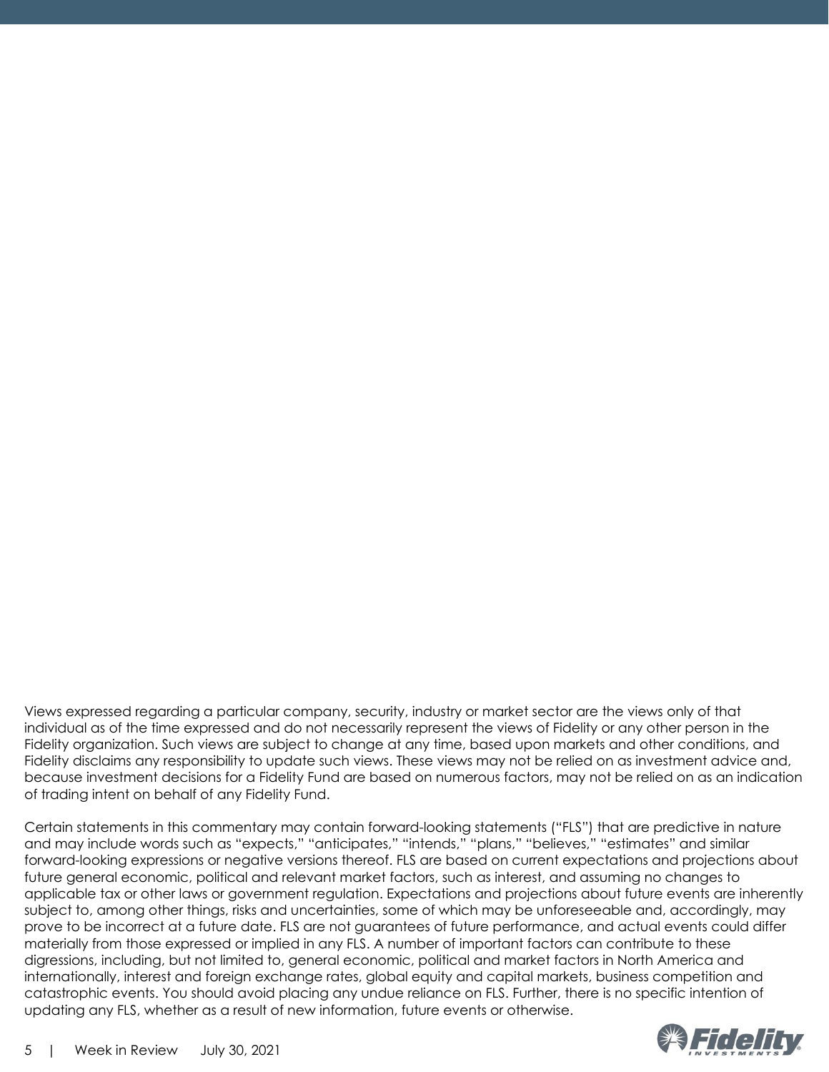Views expressed regarding a particular company, security, industry or market sector are the views only of that individual as of the time expressed and do not necessarily represent the views of Fidelity or any other person in the Fidelity organization. Such views are subject to change at any time, based upon markets and other conditions, and Fidelity disclaims any responsibility to update such views. These views may not be relied on as investment advice and, because investment decisions for a Fidelity Fund are based on numerous factors, may not be relied on as an indication of trading intent on behalf of any Fidelity Fund.

Certain statements in this commentary may contain forward-looking statements ("FLS") that are predictive in nature and may include words such as "expects," "anticipates," "intends," "plans," "believes," "estimates" and similar forward-looking expressions or negative versions thereof. FLS are based on current expectations and projections about future general economic, political and relevant market factors, such as interest, and assuming no changes to applicable tax or other laws or government regulation. Expectations and projections about future events are inherently subject to, among other things, risks and uncertainties, some of which may be unforeseeable and, accordingly, may prove to be incorrect at a future date. FLS are not guarantees of future performance, and actual events could differ materially from those expressed or implied in any FLS. A number of important factors can contribute to these digressions, including, but not limited to, general economic, political and market factors in North America and internationally, interest and foreign exchange rates, global equity and capital markets, business competition and catastrophic events. You should avoid placing any undue reliance on FLS. Further, there is no specific intention of updating any FLS, whether as a result of new information, future events or otherwise.